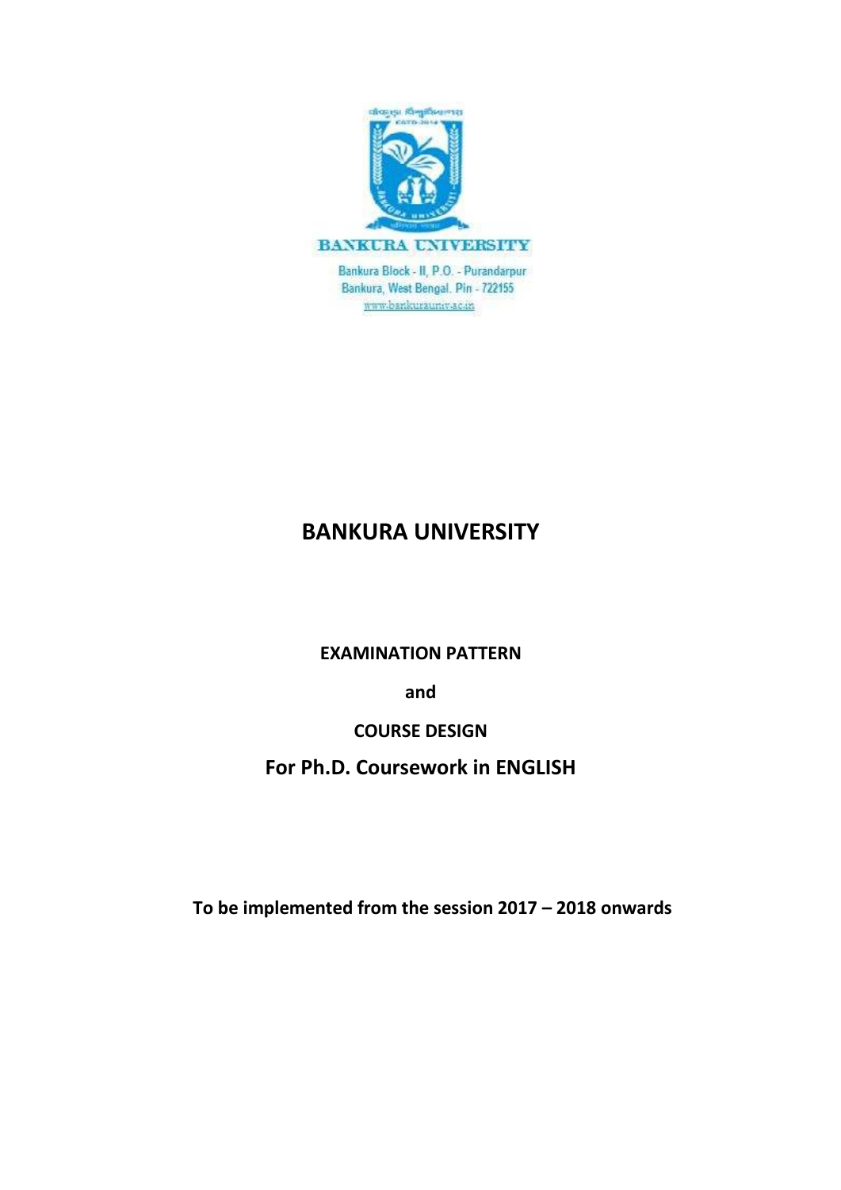BANKURA UNIVERSITY

Bankura Block - II, P.O. - Purandarpur
Bankura, West Bengal. Pin - 722155
www.bankurauniv.ac.in

# BANKURA UNIVERSITY

**EXAMINATION PATTERN**

**and**

**COURSE DESIGN**

## For Ph.D. Coursework in ENGLISH

**To be implemented from the session 2017 – 2018 onwards**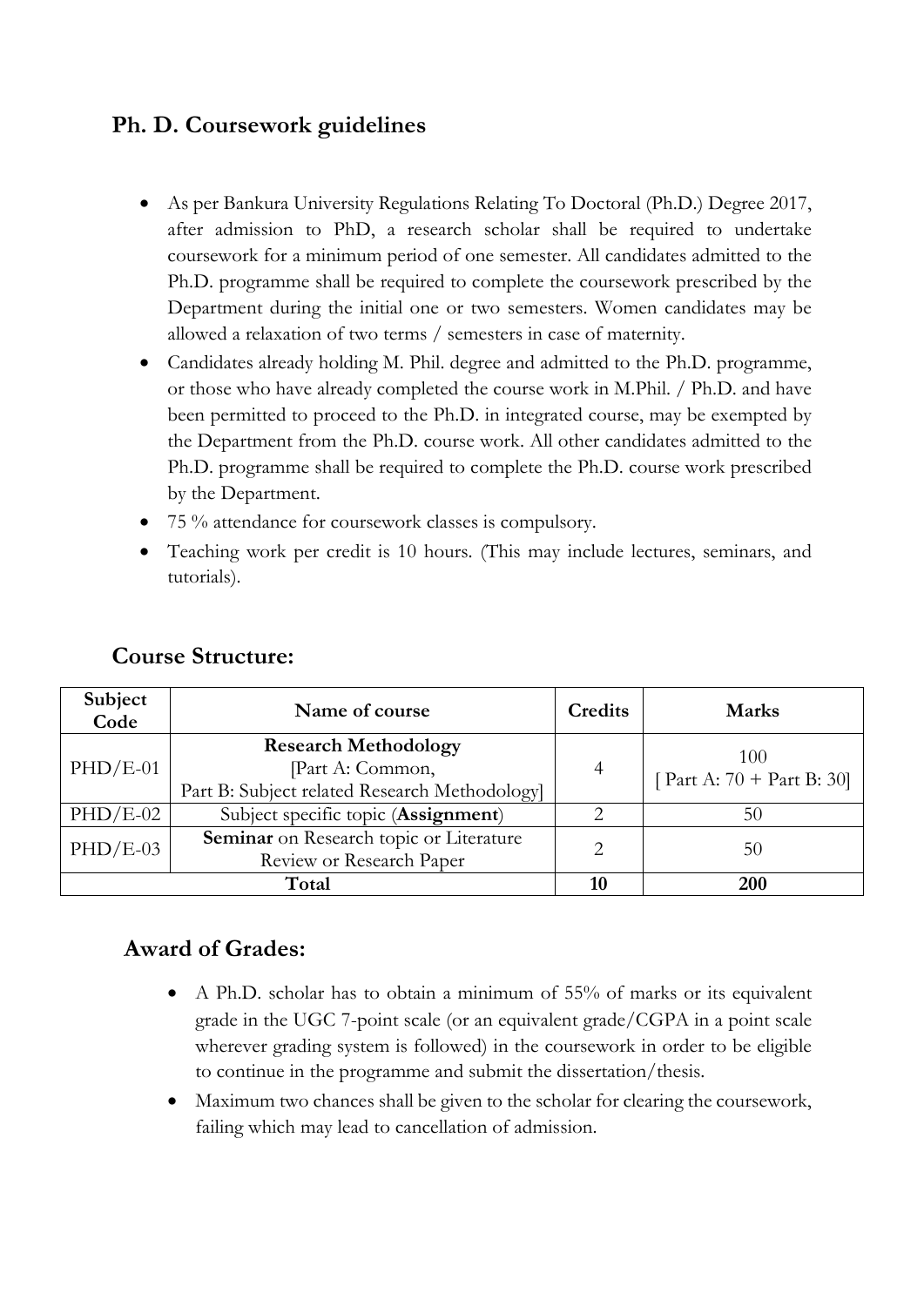## Ph. D. Coursework guidelines

- As per Bankura University Regulations Relating To Doctoral (Ph.D.) Degree 2017, after admission to PhD, a research scholar shall be required to undertake coursework for a minimum period of one semester. All candidates admitted to the Ph.D. programme shall be required to complete the coursework prescribed by the Department during the initial one or two semesters. Women candidates may be allowed a relaxation of two terms / semesters in case of maternity.
- Candidates already holding M. Phil. degree and admitted to the Ph.D. programme, or those who have already completed the course work in M.Phil. / Ph.D. and have been permitted to proceed to the Ph.D. in integrated course, may be exempted by the Department from the Ph.D. course work. All other candidates admitted to the Ph.D. programme shall be required to complete the Ph.D. course work prescribed by the Department.
- 75 % attendance for coursework classes is compulsory.
- Teaching work per credit is 10 hours. (This may include lectures, seminars, and tutorials).

## Course Structure:

| Subject Code | Name of course | Credits | Marks |
|---|---|---|---|
| PHD/E-01 | **Research Methodology** [Part A: Common, Part B: Subject related Research Methodology] | 4 | 100 [ Part A: 70 + Part B: 30] |
| PHD/E-02 | Subject specific topic (**Assignment**) | 2 | 50 |
| PHD/E-03 | **Seminar** on Research topic or Literature Review or Research Paper | 2 | 50 |
| **Total** | | **10** | **200** |

## Award of Grades:

- A Ph.D. scholar has to obtain a minimum of 55% of marks or its equivalent grade in the UGC 7-point scale (or an equivalent grade/CGPA in a point scale wherever grading system is followed) in the coursework in order to be eligible to continue in the programme and submit the dissertation/thesis.
- Maximum two chances shall be given to the scholar for clearing the coursework, failing which may lead to cancellation of admission.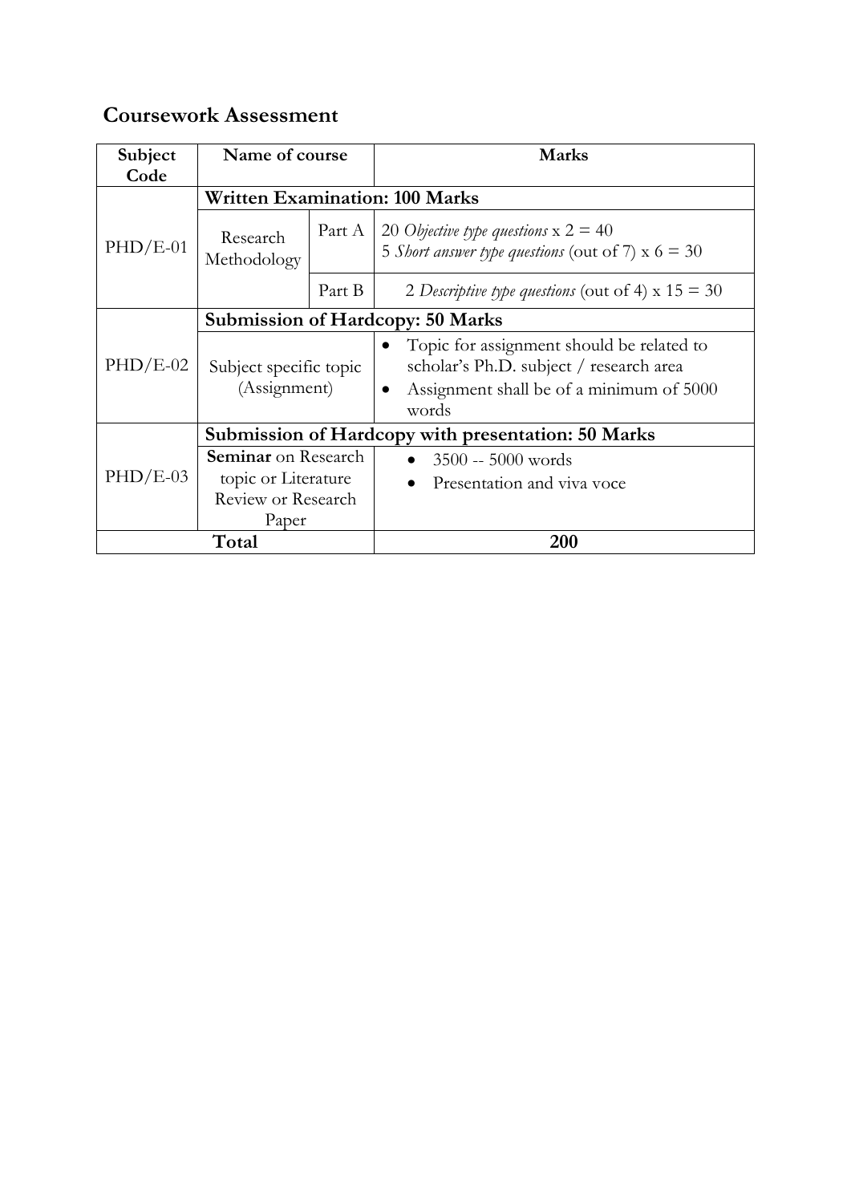## Coursework Assessment

| Subject Code | Name of course | | Marks |
|---|---|---|---|
| PHD/E-01 | **Written Examination: 100 Marks** | | |
| | Research Methodology | Part A | 20 *Objective type questions* x 2 = 40<br>5 *Short answer type questions* (out of 7) x 6 = 30 |
| | | Part B | 2 *Descriptive type questions* (out of 4) x 15 = 30 |
| PHD/E-02 | **Submission of Hardcopy: 50 Marks** | | |
| | Subject specific topic (Assignment) | | • Topic for assignment should be related to scholar's Ph.D. subject / research area<br>• Assignment shall be of a minimum of 5000 words |
| PHD/E-03 | **Submission of Hardcopy with presentation: 50 Marks** | | |
| | **Seminar** on Research topic or Literature Review or Research Paper | | • 3500 -- 5000 words<br>• Presentation and viva voce |
| **Total** | | | **200** |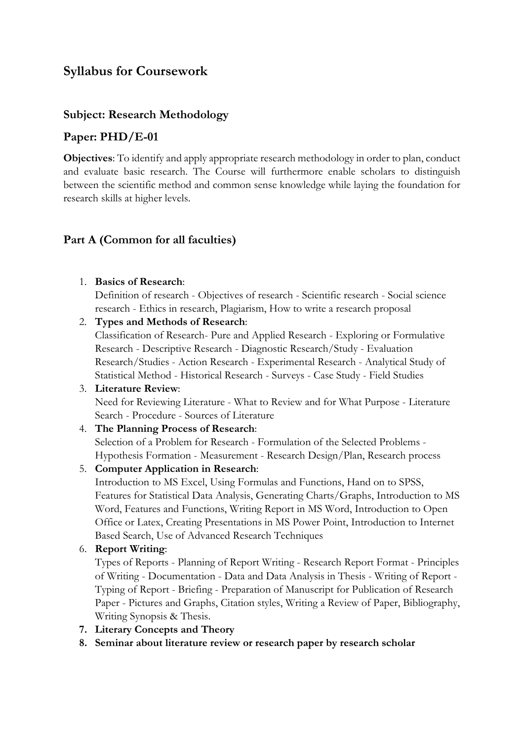# Syllabus for Coursework

## Subject: Research Methodology

## Paper: PHD/E-01

**Objectives**: To identify and apply appropriate research methodology in order to plan, conduct and evaluate basic research. The Course will furthermore enable scholars to distinguish between the scientific method and common sense knowledge while laying the foundation for research skills at higher levels.

## Part A (Common for all faculties)

1. **Basics of Research**:
   Definition of research - Objectives of research - Scientific research - Social science research - Ethics in research, Plagiarism, How to write a research proposal
2. **Types and Methods of Research**:
   Classification of Research- Pure and Applied Research - Exploring or Formulative Research - Descriptive Research - Diagnostic Research/Study - Evaluation Research/Studies - Action Research - Experimental Research - Analytical Study of Statistical Method - Historical Research - Surveys - Case Study - Field Studies
3. **Literature Review**:
   Need for Reviewing Literature - What to Review and for What Purpose - Literature Search - Procedure - Sources of Literature
4. **The Planning Process of Research**:
   Selection of a Problem for Research - Formulation of the Selected Problems - Hypothesis Formation - Measurement - Research Design/Plan, Research process
5. **Computer Application in Research**:
   Introduction to MS Excel, Using Formulas and Functions, Hand on to SPSS, Features for Statistical Data Analysis, Generating Charts/Graphs, Introduction to MS Word, Features and Functions, Writing Report in MS Word, Introduction to Open Office or Latex, Creating Presentations in MS Power Point, Introduction to Internet Based Search, Use of Advanced Research Techniques
6. **Report Writing**:
   Types of Reports - Planning of Report Writing - Research Report Format - Principles of Writing - Documentation - Data and Data Analysis in Thesis - Writing of Report - Typing of Report - Briefing - Preparation of Manuscript for Publication of Research Paper - Pictures and Graphs, Citation styles, Writing a Review of Paper, Bibliography, Writing Synopsis & Thesis.
7. **Literary Concepts and Theory**
8. **Seminar about literature review or research paper by research scholar**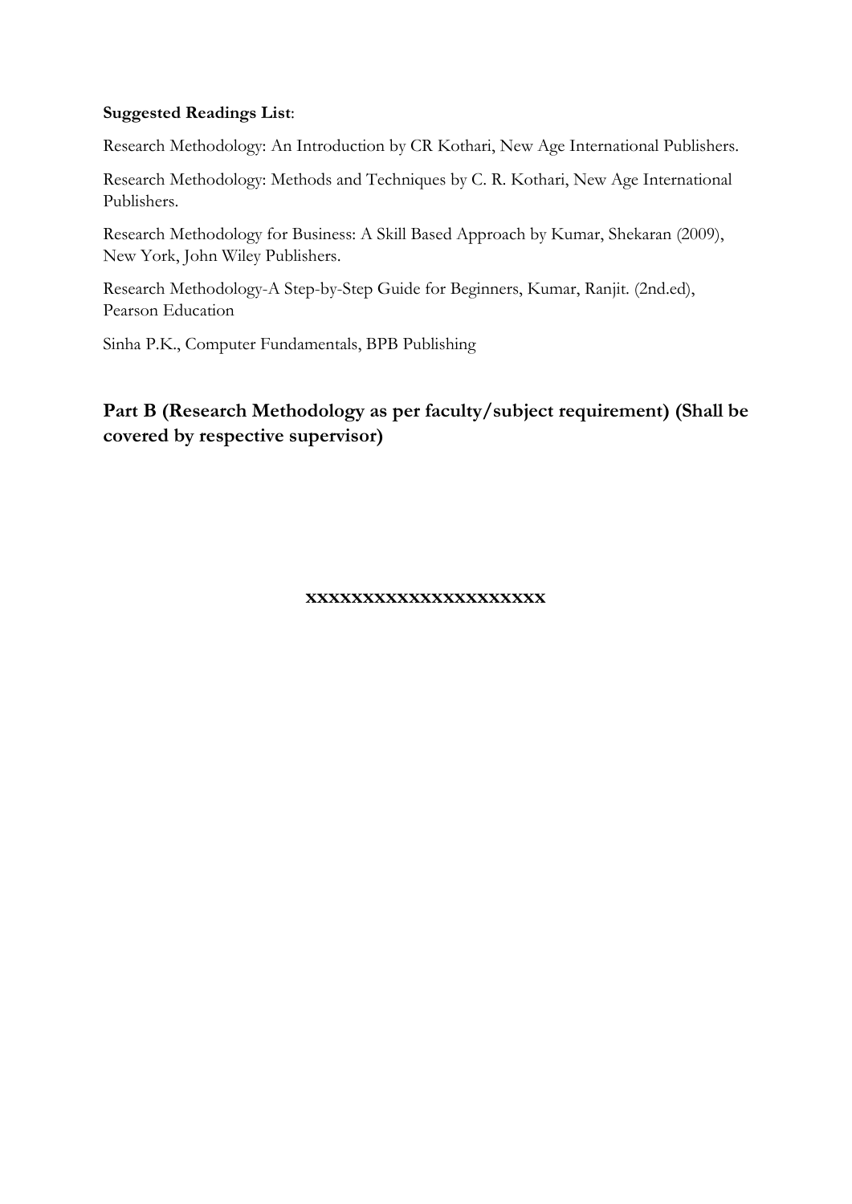**Suggested Readings List**:

Research Methodology: An Introduction by CR Kothari, New Age International Publishers.

Research Methodology: Methods and Techniques by C. R. Kothari, New Age International Publishers.

Research Methodology for Business: A Skill Based Approach by Kumar, Shekaran (2009), New York, John Wiley Publishers.

Research Methodology-A Step-by-Step Guide for Beginners, Kumar, Ranjit. (2nd.ed), Pearson Education

Sinha P.K., Computer Fundamentals, BPB Publishing

## Part B (Research Methodology as per faculty/subject requirement) (Shall be covered by respective supervisor)

**xxxxxxxxxxxxxxxxxxxxxx**